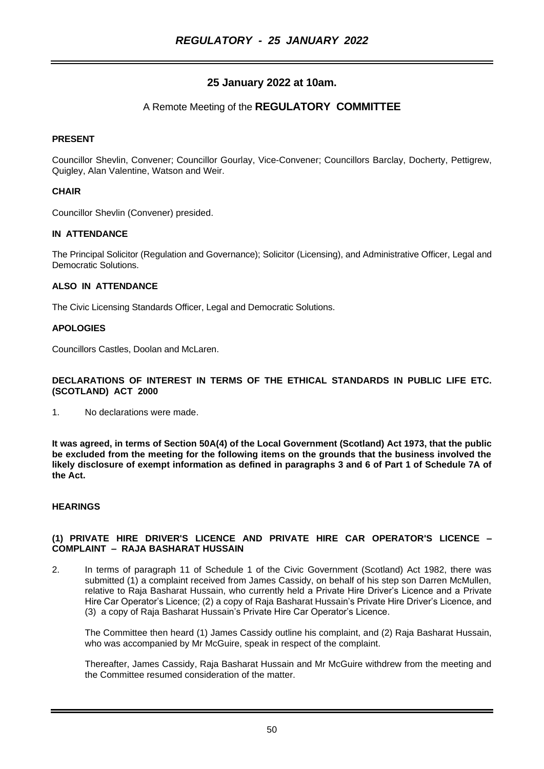**25 January 2022 at 10am.**

A Remote Meeting of the **REGULATORY COMMITTEE**

**PRESENT**

Councillor Shevlin, Convener; Councillor Gourlay, Vice-Convener; Councillors Barclay, Docherty, Pettigrew, Quigley, Alan Valentine, Watson and Weir.

**CHAIR**

Councillor Shevlin (Convener) presided.

**IN ATTENDANCE**

The Principal Solicitor (Regulation and Governance); Solicitor (Licensing), and Administrative Officer, Legal and Democratic Solutions.

**ALSO IN ATTENDANCE**

The Civic Licensing Standards Officer, Legal and Democratic Solutions.

**APOLOGIES**

Councillors Castles, Doolan and McLaren.

**DECLARATIONS OF INTEREST IN TERMS OF THE ETHICAL STANDARDS IN PUBLIC LIFE ETC. (SCOTLAND) ACT 2000**

1. No declarations were made.

**It was agreed, in terms of Section 50A(4) of the Local Government (Scotland) Act 1973, that the public be excluded from the meeting for the following items on the grounds that the business involved the likely disclosure of exempt information as defined in paragraphs 3 and 6 of Part 1 of Schedule 7A of the Act.**

**HEARINGS**

**(1) PRIVATE HIRE DRIVER'S LICENCE AND PRIVATE HIRE CAR OPERATOR'S LICENCE – COMPLAINT – RAJA BASHARAT HUSSAIN**

2. In terms of paragraph 11 of Schedule 1 of the Civic Government (Scotland) Act 1982, there was submitted (1) a complaint received from James Cassidy, on behalf of his step son Darren McMullen, relative to Raja Basharat Hussain, who currently held a Private Hire Driver's Licence and a Private Hire Car Operator's Licence; (2) a copy of Raja Basharat Hussain's Private Hire Driver's Licence, and (3) a copy of Raja Basharat Hussain's Private Hire Car Operator's Licence.

   The Committee then heard (1) James Cassidy outline his complaint, and (2) Raja Basharat Hussain, who was accompanied by Mr McGuire, speak in respect of the complaint.

   Thereafter, James Cassidy, Raja Basharat Hussain and Mr McGuire withdrew from the meeting and the Committee resumed consideration of the matter.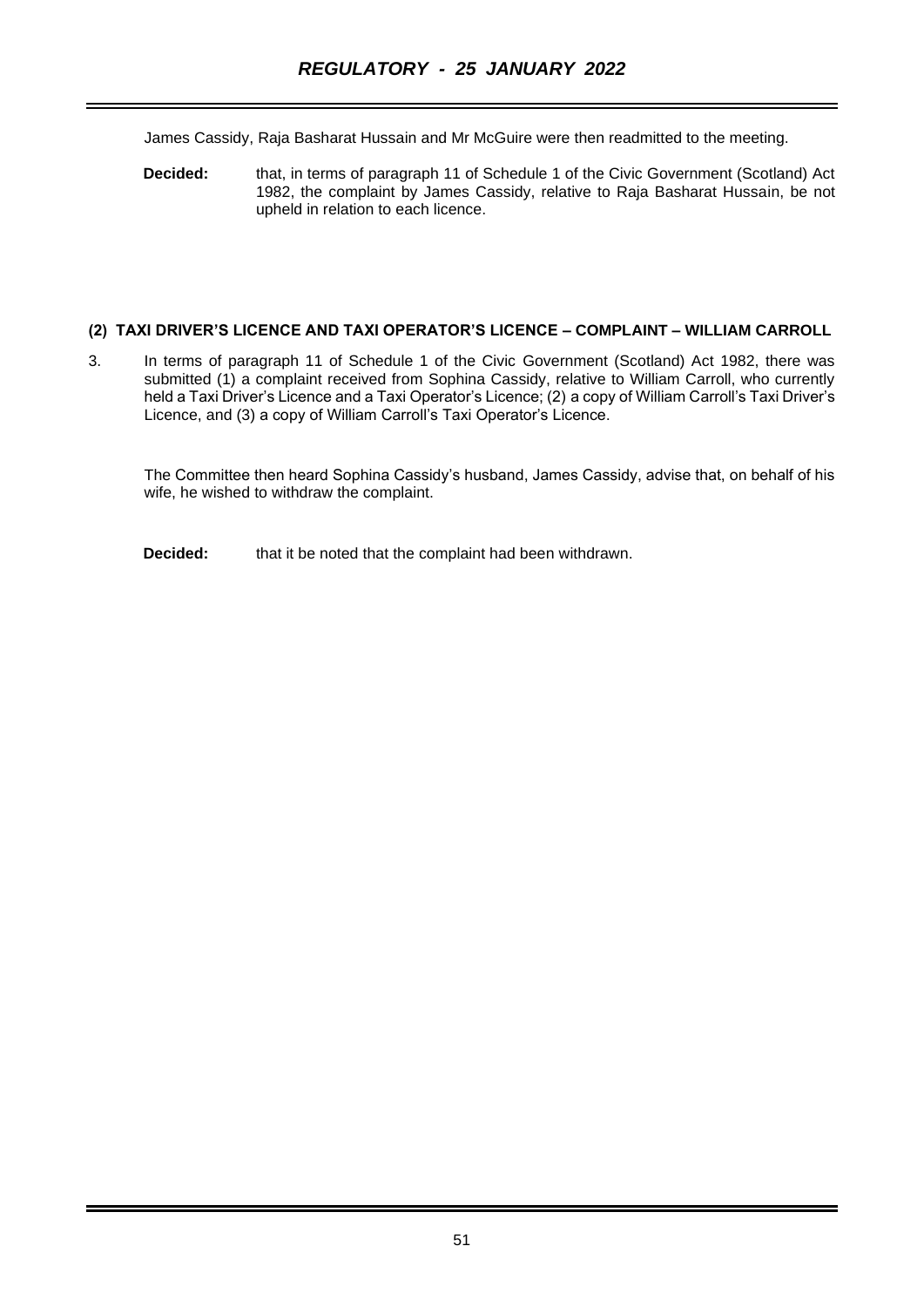James Cassidy, Raja Basharat Hussain and Mr McGuire were then readmitted to the meeting.

**Decided:** that, in terms of paragraph 11 of Schedule 1 of the Civic Government (Scotland) Act 1982, the complaint by James Cassidy, relative to Raja Basharat Hussain, be not upheld in relation to each licence.

### (2) TAXI DRIVER'S LICENCE AND TAXI OPERATOR'S LICENCE – COMPLAINT – WILLIAM CARROLL

3. In terms of paragraph 11 of Schedule 1 of the Civic Government (Scotland) Act 1982, there was submitted (1) a complaint received from Sophina Cassidy, relative to William Carroll, who currently held a Taxi Driver's Licence and a Taxi Operator's Licence; (2) a copy of William Carroll's Taxi Driver's Licence, and (3) a copy of William Carroll's Taxi Operator's Licence.

The Committee then heard Sophina Cassidy's husband, James Cassidy, advise that, on behalf of his wife, he wished to withdraw the complaint.

**Decided:** that it be noted that the complaint had been withdrawn.